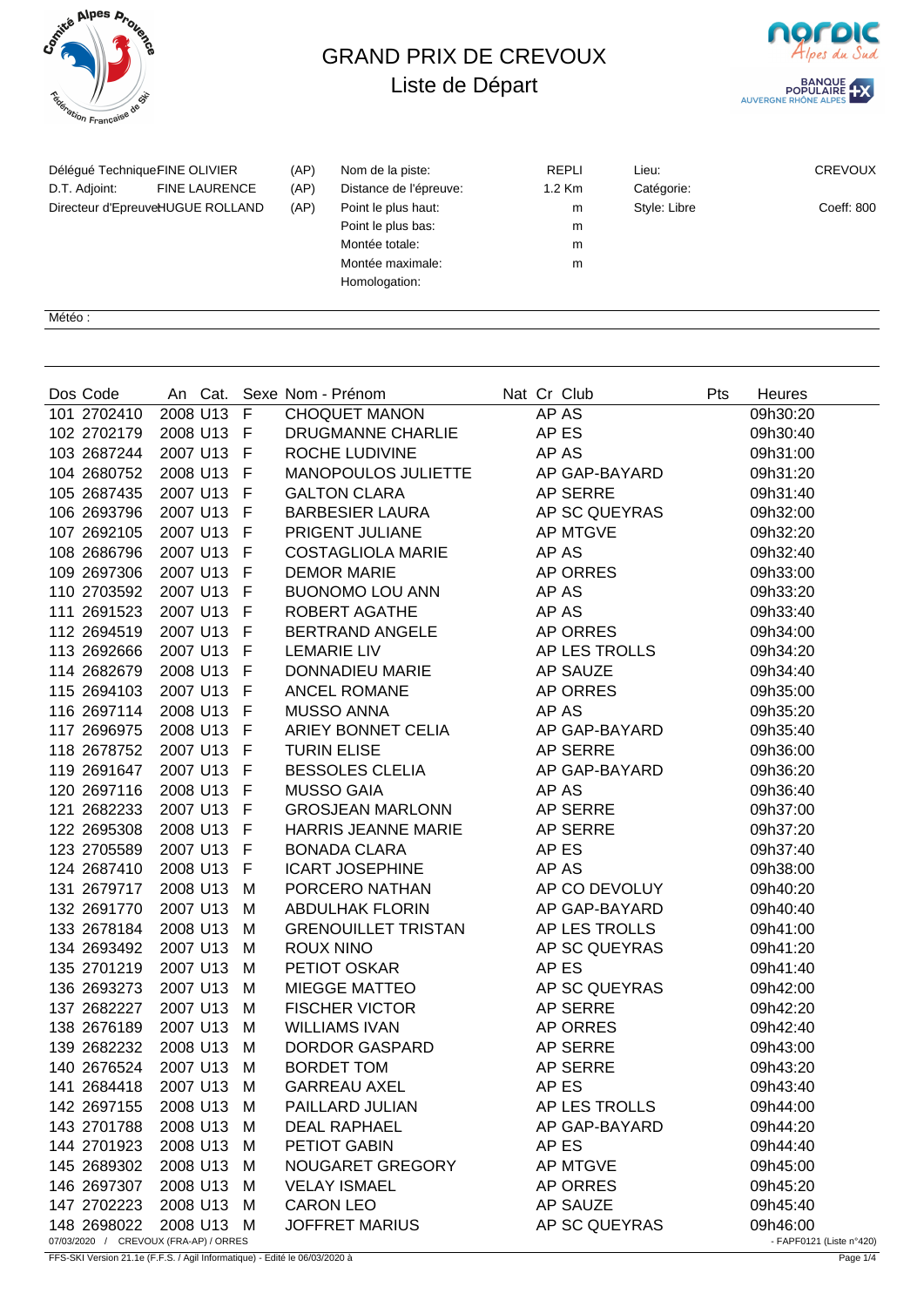# GRAND PRIX DE CREVOUX

## Liste de Départ

| | | | | | | | |
|---|---|---|---|---|---|---|---|
| Délégué Technique | FINE OLIVIER | (AP) | Nom de la piste: | REPLI | Lieu: | CREVOUX | |
| D.T. Adjoint: | FINE LAURENCE | (AP) | Distance de l'épreuve: | 1.2 Km | Catégorie: | | |
| Directeur d'Epreuve | HUGUE ROLLAND | (AP) | Point le plus haut: | m | Style: Libre | Coeff: 800 | |
| | | | Point le plus bas: | m | | | |
| | | | Montée totale: | m | | | |
| | | | Montée maximale: | m | | | |
| | | | Homologation: | | | | |

Météo :

| Dos | Code | An | Cat. | Sexe | Nom - Prénom | Nat | Cr | Club | Pts | Heures |
|---|---|---|---|---|---|---|---|---|---|---|
| 101 | 2702410 | 2008 | U13 | F | CHOQUET MANON | | AP | AS | | 09h30:20 |
| 102 | 2702179 | 2008 | U13 | F | DRUGMANNE CHARLIE | | AP | ES | | 09h30:40 |
| 103 | 2687244 | 2007 | U13 | F | ROCHE LUDIVINE | | AP | AS | | 09h31:00 |
| 104 | 2680752 | 2008 | U13 | F | MANOPOULOS JULIETTE | | AP | GAP-BAYARD | | 09h31:20 |
| 105 | 2687435 | 2007 | U13 | F | GALTON CLARA | | AP | SERRE | | 09h31:40 |
| 106 | 2693796 | 2007 | U13 | F | BARBESIER LAURA | | AP | SC QUEYRAS | | 09h32:00 |
| 107 | 2692105 | 2007 | U13 | F | PRIGENT JULIANE | | AP | MTGVE | | 09h32:20 |
| 108 | 2686796 | 2007 | U13 | F | COSTAGLIOLA MARIE | | AP | AS | | 09h32:40 |
| 109 | 2697306 | 2007 | U13 | F | DEMOR MARIE | | AP | ORRES | | 09h33:00 |
| 110 | 2703592 | 2007 | U13 | F | BUONOMO LOU ANN | | AP | AS | | 09h33:20 |
| 111 | 2691523 | 2007 | U13 | F | ROBERT AGATHE | | AP | AS | | 09h33:40 |
| 112 | 2694519 | 2007 | U13 | F | BERTRAND ANGELE | | AP | ORRES | | 09h34:00 |
| 113 | 2692666 | 2007 | U13 | F | LEMARIE LIV | | AP | LES TROLLS | | 09h34:20 |
| 114 | 2682679 | 2008 | U13 | F | DONNADIEU MARIE | | AP | SAUZE | | 09h34:40 |
| 115 | 2694103 | 2007 | U13 | F | ANCEL ROMANE | | AP | ORRES | | 09h35:00 |
| 116 | 2697114 | 2008 | U13 | F | MUSSO ANNA | | AP | AS | | 09h35:20 |
| 117 | 2696975 | 2008 | U13 | F | ARIEY BONNET CELIA | | AP | GAP-BAYARD | | 09h35:40 |
| 118 | 2678752 | 2007 | U13 | F | TURIN ELISE | | AP | SERRE | | 09h36:00 |
| 119 | 2691647 | 2007 | U13 | F | BESSOLES CLELIA | | AP | GAP-BAYARD | | 09h36:20 |
| 120 | 2697116 | 2008 | U13 | F | MUSSO GAIA | | AP | AS | | 09h36:40 |
| 121 | 2682233 | 2007 | U13 | F | GROSJEAN MARLONN | | AP | SERRE | | 09h37:00 |
| 122 | 2695308 | 2008 | U13 | F | HARRIS JEANNE MARIE | | AP | SERRE | | 09h37:20 |
| 123 | 2705589 | 2007 | U13 | F | BONADA CLARA | | AP | ES | | 09h37:40 |
| 124 | 2687410 | 2008 | U13 | F | ICART JOSEPHINE | | AP | AS | | 09h38:00 |
| 131 | 2679717 | 2008 | U13 | M | PORCERO NATHAN | | AP | CO DEVOLUY | | 09h40:20 |
| 132 | 2691770 | 2007 | U13 | M | ABDULHAK FLORIN | | AP | GAP-BAYARD | | 09h40:40 |
| 133 | 2678184 | 2008 | U13 | M | GRENOUILLET TRISTAN | | AP | LES TROLLS | | 09h41:00 |
| 134 | 2693492 | 2007 | U13 | M | ROUX NINO | | AP | SC QUEYRAS | | 09h41:20 |
| 135 | 2701219 | 2007 | U13 | M | PETIOT OSKAR | | AP | ES | | 09h41:40 |
| 136 | 2693273 | 2007 | U13 | M | MIEGGE MATTEO | | AP | SC QUEYRAS | | 09h42:00 |
| 137 | 2682227 | 2007 | U13 | M | FISCHER VICTOR | | AP | SERRE | | 09h42:20 |
| 138 | 2676189 | 2007 | U13 | M | WILLIAMS IVAN | | AP | ORRES | | 09h42:40 |
| 139 | 2682232 | 2008 | U13 | M | DORDOR GASPARD | | AP | SERRE | | 09h43:00 |
| 140 | 2676524 | 2007 | U13 | M | BORDET TOM | | AP | SERRE | | 09h43:20 |
| 141 | 2684418 | 2007 | U13 | M | GARREAU AXEL | | AP | ES | | 09h43:40 |
| 142 | 2697155 | 2008 | U13 | M | PAILLARD JULIAN | | AP | LES TROLLS | | 09h44:00 |
| 143 | 2701788 | 2008 | U13 | M | DEAL RAPHAEL | | AP | GAP-BAYARD | | 09h44:20 |
| 144 | 2701923 | 2008 | U13 | M | PETIOT GABIN | | AP | ES | | 09h44:40 |
| 145 | 2689302 | 2008 | U13 | M | NOUGARET GREGORY | | AP | MTGVE | | 09h45:00 |
| 146 | 2697307 | 2008 | U13 | M | VELAY ISMAEL | | AP | ORRES | | 09h45:20 |
| 147 | 2702223 | 2008 | U13 | M | CARON LEO | | AP | SAUZE | | 09h45:40 |
| 148 | 2698022 | 2008 | U13 | M | JOFFRET MARIUS | | AP | SC QUEYRAS | | 09h46:00 |

07/03/2020 / CREVOUX (FRA-AP) / ORRES - FAPF0121 (Liste n°420)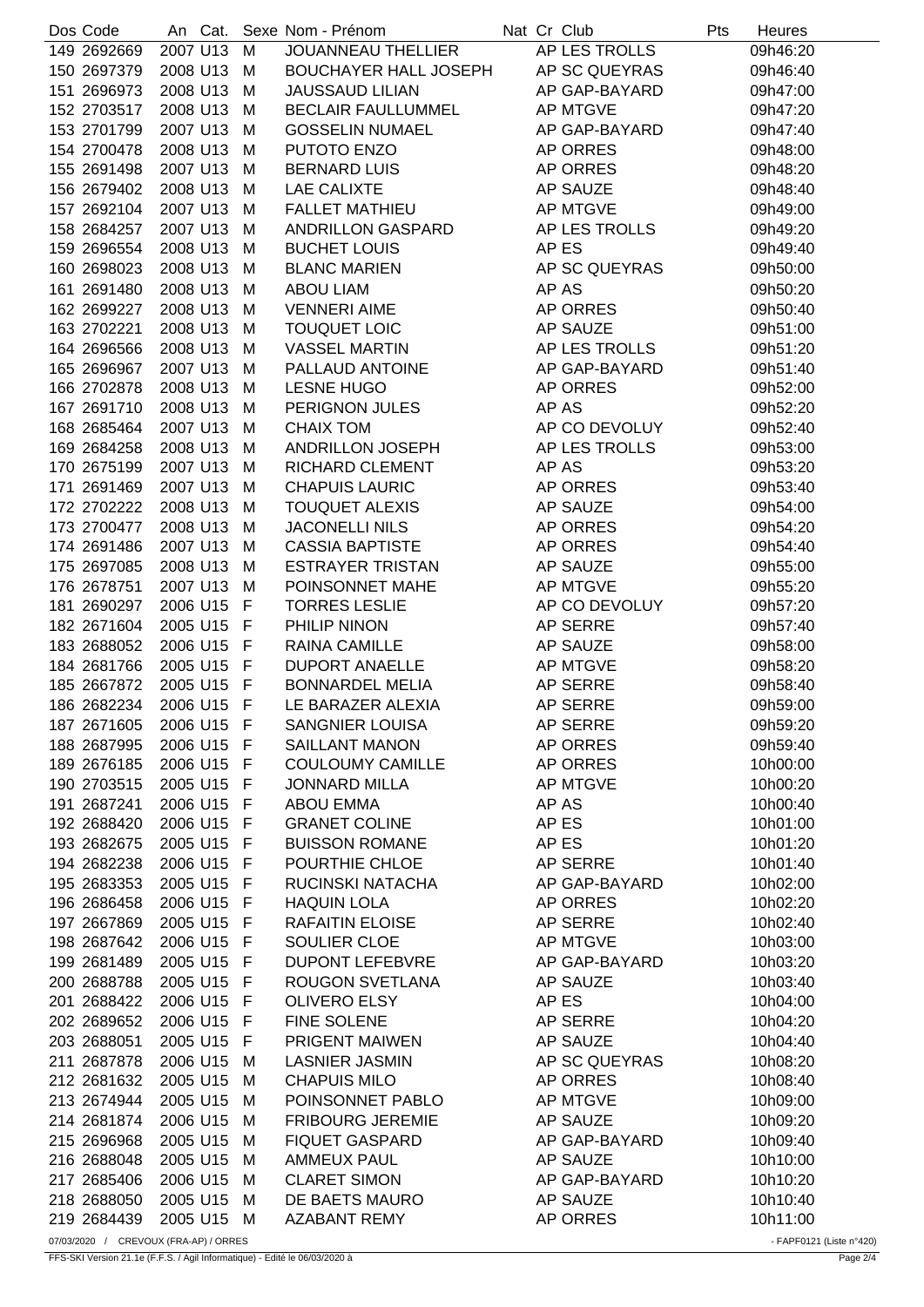| Dos | Code | An | Cat. | Sexe | Nom - Prénom | Nat | Cr | Club | Pts | Heures |
|---|---|---|---|---|---|---|---|---|---|---|
| 149 | 2692669 | 2007 | U13 | M | JOUANNEAU THELLIER | | AP | LES TROLLS | | 09h46:20 |
| 150 | 2697379 | 2008 | U13 | M | BOUCHAYER HALL JOSEPH | | AP | SC QUEYRAS | | 09h46:40 |
| 151 | 2696973 | 2008 | U13 | M | JAUSSAUD LILIAN | | AP | GAP-BAYARD | | 09h47:00 |
| 152 | 2703517 | 2008 | U13 | M | BECLAIR FAULLUMMEL | | AP | MTGVE | | 09h47:20 |
| 153 | 2701799 | 2007 | U13 | M | GOSSELIN NUMAEL | | AP | GAP-BAYARD | | 09h47:40 |
| 154 | 2700478 | 2008 | U13 | M | PUTOTO ENZO | | AP | ORRES | | 09h48:00 |
| 155 | 2691498 | 2007 | U13 | M | BERNARD LUIS | | AP | ORRES | | 09h48:20 |
| 156 | 2679402 | 2008 | U13 | M | LAE CALIXTE | | AP | SAUZE | | 09h48:40 |
| 157 | 2692104 | 2007 | U13 | M | FALLET MATHIEU | | AP | MTGVE | | 09h49:00 |
| 158 | 2684257 | 2007 | U13 | M | ANDRILLON GASPARD | | AP | LES TROLLS | | 09h49:20 |
| 159 | 2696554 | 2008 | U13 | M | BUCHET LOUIS | | AP | ES | | 09h49:40 |
| 160 | 2698023 | 2008 | U13 | M | BLANC MARIEN | | AP | SC QUEYRAS | | 09h50:00 |
| 161 | 2691480 | 2008 | U13 | M | ABOU LIAM | | AP | AS | | 09h50:20 |
| 162 | 2699227 | 2008 | U13 | M | VENNERI AIME | | AP | ORRES | | 09h50:40 |
| 163 | 2702221 | 2008 | U13 | M | TOUQUET LOIC | | AP | SAUZE | | 09h51:00 |
| 164 | 2696566 | 2008 | U13 | M | VASSEL MARTIN | | AP | LES TROLLS | | 09h51:20 |
| 165 | 2696967 | 2007 | U13 | M | PALLAUD ANTOINE | | AP | GAP-BAYARD | | 09h51:40 |
| 166 | 2702878 | 2008 | U13 | M | LESNE HUGO | | AP | ORRES | | 09h52:00 |
| 167 | 2691710 | 2008 | U13 | M | PERIGNON JULES | | AP | AS | | 09h52:20 |
| 168 | 2685464 | 2007 | U13 | M | CHAIX TOM | | AP | CO DEVOLUY | | 09h52:40 |
| 169 | 2684258 | 2008 | U13 | M | ANDRILLON JOSEPH | | AP | LES TROLLS | | 09h53:00 |
| 170 | 2675199 | 2007 | U13 | M | RICHARD CLEMENT | | AP | AS | | 09h53:20 |
| 171 | 2691469 | 2007 | U13 | M | CHAPUIS LAURIC | | AP | ORRES | | 09h53:40 |
| 172 | 2702222 | 2008 | U13 | M | TOUQUET ALEXIS | | AP | SAUZE | | 09h54:00 |
| 173 | 2700477 | 2008 | U13 | M | JACONELLI NILS | | AP | ORRES | | 09h54:20 |
| 174 | 2691486 | 2007 | U13 | M | CASSIA BAPTISTE | | AP | ORRES | | 09h54:40 |
| 175 | 2697085 | 2008 | U13 | M | ESTRAYER TRISTAN | | AP | SAUZE | | 09h55:00 |
| 176 | 2678751 | 2007 | U13 | M | POINSONNET MAHE | | AP | MTGVE | | 09h55:20 |
| 181 | 2690297 | 2006 | U15 | F | TORRES LESLIE | | AP | CO DEVOLUY | | 09h57:20 |
| 182 | 2671604 | 2005 | U15 | F | PHILIP NINON | | AP | SERRE | | 09h57:40 |
| 183 | 2688052 | 2006 | U15 | F | RAINA CAMILLE | | AP | SAUZE | | 09h58:00 |
| 184 | 2681766 | 2005 | U15 | F | DUPORT ANAELLE | | AP | MTGVE | | 09h58:20 |
| 185 | 2667872 | 2005 | U15 | F | BONNARDEL MELIA | | AP | SERRE | | 09h58:40 |
| 186 | 2682234 | 2006 | U15 | F | LE BARAZER ALEXIA | | AP | SERRE | | 09h59:00 |
| 187 | 2671605 | 2006 | U15 | F | SANGNIER LOUISA | | AP | SERRE | | 09h59:20 |
| 188 | 2687995 | 2006 | U15 | F | SAILLANT MANON | | AP | ORRES | | 09h59:40 |
| 189 | 2676185 | 2006 | U15 | F | COULOUMY CAMILLE | | AP | ORRES | | 10h00:00 |
| 190 | 2703515 | 2005 | U15 | F | JONNARD MILLA | | AP | MTGVE | | 10h00:20 |
| 191 | 2687241 | 2006 | U15 | F | ABOU EMMA | | AP | AS | | 10h00:40 |
| 192 | 2688420 | 2006 | U15 | F | GRANET COLINE | | AP | ES | | 10h01:00 |
| 193 | 2682675 | 2005 | U15 | F | BUISSON ROMANE | | AP | ES | | 10h01:20 |
| 194 | 2682238 | 2006 | U15 | F | POURTHIE CHLOE | | AP | SERRE | | 10h01:40 |
| 195 | 2683353 | 2005 | U15 | F | RUCINSKI NATACHA | | AP | GAP-BAYARD | | 10h02:00 |
| 196 | 2686458 | 2006 | U15 | F | HAQUIN LOLA | | AP | ORRES | | 10h02:20 |
| 197 | 2667869 | 2005 | U15 | F | RAFAITIN ELOISE | | AP | SERRE | | 10h02:40 |
| 198 | 2687642 | 2006 | U15 | F | SOULIER CLOE | | AP | MTGVE | | 10h03:00 |
| 199 | 2681489 | 2005 | U15 | F | DUPONT LEFEBVRE | | AP | GAP-BAYARD | | 10h03:20 |
| 200 | 2688788 | 2005 | U15 | F | ROUGON SVETLANA | | AP | SAUZE | | 10h03:40 |
| 201 | 2688422 | 2006 | U15 | F | OLIVERO ELSY | | AP | ES | | 10h04:00 |
| 202 | 2689652 | 2006 | U15 | F | FINE SOLENE | | AP | SERRE | | 10h04:20 |
| 203 | 2688051 | 2005 | U15 | F | PRIGENT MAIWEN | | AP | SAUZE | | 10h04:40 |
| 211 | 2687878 | 2006 | U15 | M | LASNIER JASMIN | | AP | SC QUEYRAS | | 10h08:20 |
| 212 | 2681632 | 2005 | U15 | M | CHAPUIS MILO | | AP | ORRES | | 10h08:40 |
| 213 | 2674944 | 2005 | U15 | M | POINSONNET PABLO | | AP | MTGVE | | 10h09:00 |
| 214 | 2681874 | 2006 | U15 | M | FRIBOURG JEREMIE | | AP | SAUZE | | 10h09:20 |
| 215 | 2696968 | 2005 | U15 | M | FIQUET GASPARD | | AP | GAP-BAYARD | | 10h09:40 |
| 216 | 2688048 | 2005 | U15 | M | AMMEUX PAUL | | AP | SAUZE | | 10h10:00 |
| 217 | 2685406 | 2006 | U15 | M | CLARET SIMON | | AP | GAP-BAYARD | | 10h10:20 |
| 218 | 2688050 | 2005 | U15 | M | DE BAETS MAURO | | AP | SAUZE | | 10h10:40 |
| 219 | 2684439 | 2005 | U15 | M | AZABANT REMY | | AP | ORRES | | 10h11:00 |

07/03/2020 / CREVOUX (FRA-AP) / ORRES - FAPF0121 (Liste n°420)

FFS-SKI Version 21.1e (F.F.S. / Agil Informatique) - Edité le 06/03/2020 à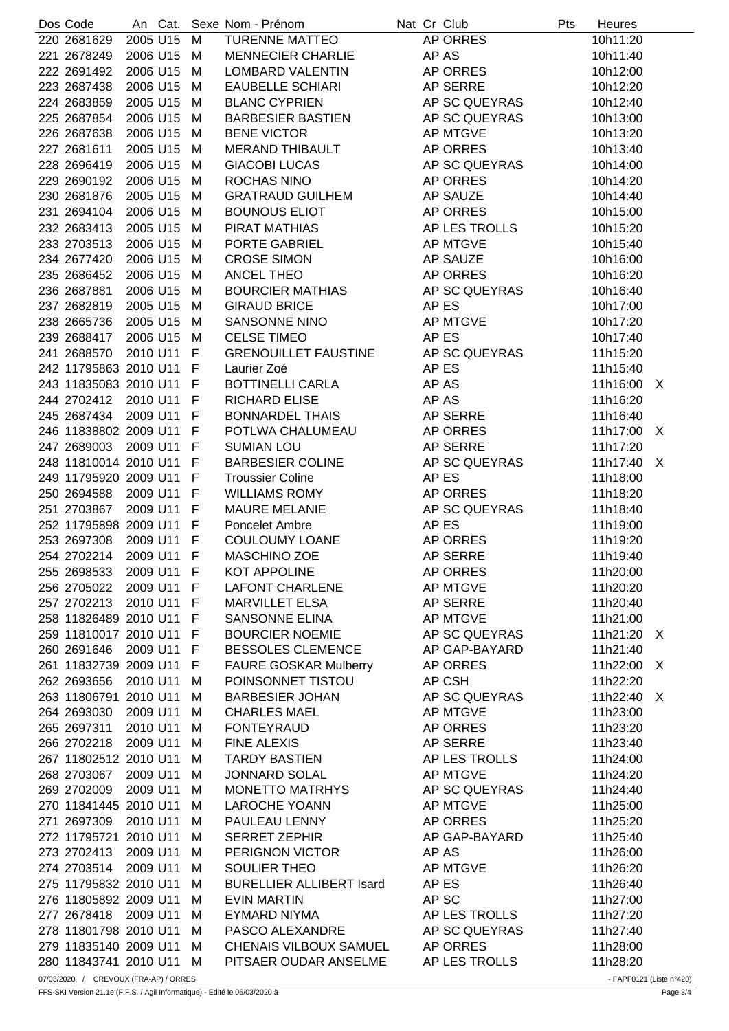| Dos | Code | An | Cat. | Sexe | Nom - Prénom | Nat | Cr | Club | Pts | Heures | |
|---|---|---|---|---|---|---|---|---|---|---|---|
| 220 | 2681629 | 2005 | U15 | M | TURENNE MATTEO | | AP | ORRES | | 10h11:20 | |
| 221 | 2678249 | 2006 | U15 | M | MENNECIER CHARLIE | | AP | AS | | 10h11:40 | |
| 222 | 2691492 | 2006 | U15 | M | LOMBARD VALENTIN | | AP | ORRES | | 10h12:00 | |
| 223 | 2687438 | 2006 | U15 | M | EAUBELLE SCHIARI | | AP | SERRE | | 10h12:20 | |
| 224 | 2683859 | 2005 | U15 | M | BLANC CYPRIEN | | AP | SC QUEYRAS | | 10h12:40 | |
| 225 | 2687854 | 2006 | U15 | M | BARBESIER BASTIEN | | AP | SC QUEYRAS | | 10h13:00 | |
| 226 | 2687638 | 2006 | U15 | M | BENE VICTOR | | AP | MTGVE | | 10h13:20 | |
| 227 | 2681611 | 2005 | U15 | M | MERAND THIBAULT | | AP | ORRES | | 10h13:40 | |
| 228 | 2696419 | 2006 | U15 | M | GIACOBI LUCAS | | AP | SC QUEYRAS | | 10h14:00 | |
| 229 | 2690192 | 2006 | U15 | M | ROCHAS NINO | | AP | ORRES | | 10h14:20 | |
| 230 | 2681876 | 2005 | U15 | M | GRATRAUD GUILHEM | | AP | SAUZE | | 10h14:40 | |
| 231 | 2694104 | 2006 | U15 | M | BOUNOUS ELIOT | | AP | ORRES | | 10h15:00 | |
| 232 | 2683413 | 2005 | U15 | M | PIRAT MATHIAS | | AP | LES TROLLS | | 10h15:20 | |
| 233 | 2703513 | 2006 | U15 | M | PORTE GABRIEL | | AP | MTGVE | | 10h15:40 | |
| 234 | 2677420 | 2006 | U15 | M | CROSE SIMON | | AP | SAUZE | | 10h16:00 | |
| 235 | 2686452 | 2006 | U15 | M | ANCEL THEO | | AP | ORRES | | 10h16:20 | |
| 236 | 2687881 | 2006 | U15 | M | BOURCIER MATHIAS | | AP | SC QUEYRAS | | 10h16:40 | |
| 237 | 2682819 | 2005 | U15 | M | GIRAUD BRICE | | AP | ES | | 10h17:00 | |
| 238 | 2665736 | 2005 | U15 | M | SANSONNE NINO | | AP | MTGVE | | 10h17:20 | |
| 239 | 2688417 | 2006 | U15 | M | CELSE TIMEO | | AP | ES | | 10h17:40 | |
| 241 | 2688570 | 2010 | U11 | F | GRENOUILLET FAUSTINE | | AP | SC QUEYRAS | | 11h15:20 | |
| 242 | 11795863 | 2010 | U11 | F | Laurier Zoé | | AP | ES | | 11h15:40 | |
| 243 | 11835083 | 2010 | U11 | F | BOTTINELLI CARLA | | AP | AS | | 11h16:00 | X |
| 244 | 2702412 | 2010 | U11 | F | RICHARD ELISE | | AP | AS | | 11h16:20 | |
| 245 | 2687434 | 2009 | U11 | F | BONNARDEL THAIS | | AP | SERRE | | 11h16:40 | |
| 246 | 11838802 | 2009 | U11 | F | POTLWA CHALUMEAU | | AP | ORRES | | 11h17:00 | X |
| 247 | 2689003 | 2009 | U11 | F | SUMIAN LOU | | AP | SERRE | | 11h17:20 | |
| 248 | 11810014 | 2010 | U11 | F | BARBESIER COLINE | | AP | SC QUEYRAS | | 11h17:40 | X |
| 249 | 11795920 | 2009 | U11 | F | Troussier Coline | | AP | ES | | 11h18:00 | |
| 250 | 2694588 | 2009 | U11 | F | WILLIAMS ROMY | | AP | ORRES | | 11h18:20 | |
| 251 | 2703867 | 2009 | U11 | F | MAURE MELANIE | | AP | SC QUEYRAS | | 11h18:40 | |
| 252 | 11795898 | 2009 | U11 | F | Poncelet Ambre | | AP | ES | | 11h19:00 | |
| 253 | 2697308 | 2009 | U11 | F | COULOUMY LOANE | | AP | ORRES | | 11h19:20 | |
| 254 | 2702214 | 2009 | U11 | F | MASCHINO ZOE | | AP | SERRE | | 11h19:40 | |
| 255 | 2698533 | 2009 | U11 | F | KOT APPOLINE | | AP | ORRES | | 11h20:00 | |
| 256 | 2705022 | 2009 | U11 | F | LAFONT CHARLENE | | AP | MTGVE | | 11h20:20 | |
| 257 | 2702213 | 2010 | U11 | F | MARVILLET ELSA | | AP | SERRE | | 11h20:40 | |
| 258 | 11826489 | 2010 | U11 | F | SANSONNE ELINA | | AP | MTGVE | | 11h21:00 | |
| 259 | 11810017 | 2010 | U11 | F | BOURCIER NOEMIE | | AP | SC QUEYRAS | | 11h21:20 | X |
| 260 | 2691646 | 2009 | U11 | F | BESSOLES CLEMENCE | | AP | GAP-BAYARD | | 11h21:40 | |
| 261 | 11832739 | 2009 | U11 | F | FAURE GOSKAR Mulberry | | AP | ORRES | | 11h22:00 | X |
| 262 | 2693656 | 2010 | U11 | M | POINSONNET TISTOU | | AP | CSH | | 11h22:20 | |
| 263 | 11806791 | 2010 | U11 | M | BARBESIER JOHAN | | AP | SC QUEYRAS | | 11h22:40 | X |
| 264 | 2693030 | 2009 | U11 | M | CHARLES MAEL | | AP | MTGVE | | 11h23:00 | |
| 265 | 2697311 | 2010 | U11 | M | FONTEYRAUD | | AP | ORRES | | 11h23:20 | |
| 266 | 2702218 | 2009 | U11 | M | FINE ALEXIS | | AP | SERRE | | 11h23:40 | |
| 267 | 11802512 | 2010 | U11 | M | TARDY BASTIEN | | AP | LES TROLLS | | 11h24:00 | |
| 268 | 2703067 | 2009 | U11 | M | JONNARD SOLAL | | AP | MTGVE | | 11h24:20 | |
| 269 | 2702009 | 2009 | U11 | M | MONETTO MATRHYS | | AP | SC QUEYRAS | | 11h24:40 | |
| 270 | 11841445 | 2010 | U11 | M | LAROCHE YOANN | | AP | MTGVE | | 11h25:00 | |
| 271 | 2697309 | 2010 | U11 | M | PAULEAU LENNY | | AP | ORRES | | 11h25:20 | |
| 272 | 11795721 | 2010 | U11 | M | SERRET ZEPHIR | | AP | GAP-BAYARD | | 11h25:40 | |
| 273 | 2702413 | 2009 | U11 | M | PERIGNON VICTOR | | AP | AS | | 11h26:00 | |
| 274 | 2703514 | 2009 | U11 | M | SOULIER THEO | | AP | MTGVE | | 11h26:20 | |
| 275 | 11795832 | 2010 | U11 | M | BURELLIER ALLIBERT Isard | | AP | ES | | 11h26:40 | |
| 276 | 11805892 | 2009 | U11 | M | EVIN MARTIN | | AP | SC | | 11h27:00 | |
| 277 | 2678418 | 2009 | U11 | M | EYMARD NIYMA | | AP | LES TROLLS | | 11h27:20 | |
| 278 | 11801798 | 2010 | U11 | M | PASCO ALEXANDRE | | AP | SC QUEYRAS | | 11h27:40 | |
| 279 | 11835140 | 2009 | U11 | M | CHENAIS VILBOUX SAMUEL | | AP | ORRES | | 11h28:00 | |
| 280 | 11843741 | 2010 | U11 | M | PITSAER OUDAR ANSELME | | AP | LES TROLLS | | 11h28:20 | |

07/03/2020 / CREVOUX (FRA-AP) / ORRES - FAPF0121 (Liste n°420)

FFS-SKI Version 21.1e (F.F.S. / Agil Informatique) - Edité le 06/03/2020 à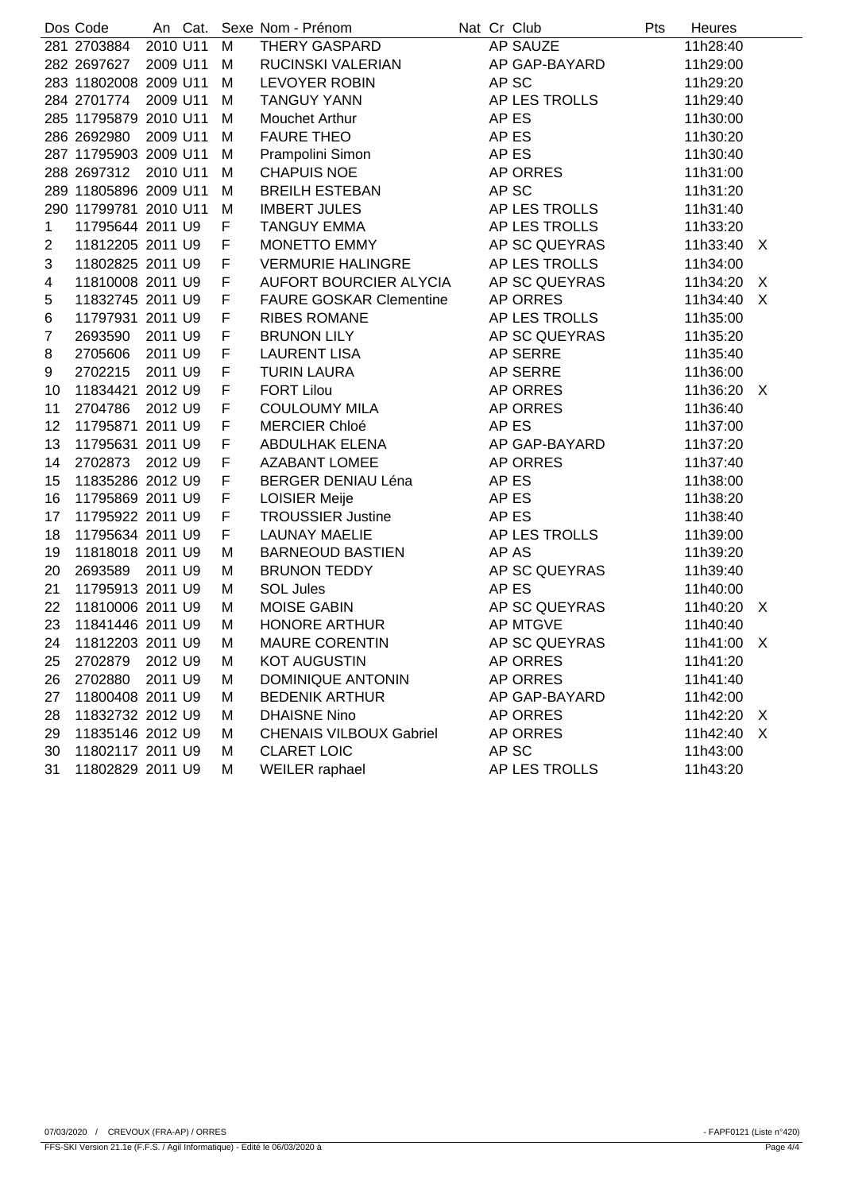| Dos | Code | An | Cat. | Sexe | Nom - Prénom | Nat | Cr | Club | Pts | Heures | |
|---|---|---|---|---|---|---|---|---|---|---|---|
| 281 | 2703884 | 2010 | U11 | M | THERY GASPARD | | | AP SAUZE | | 11h28:40 | |
| 282 | 2697627 | 2009 | U11 | M | RUCINSKI VALERIAN | | | AP GAP-BAYARD | | 11h29:00 | |
| 283 | 11802008 | 2009 | U11 | M | LEVOYER ROBIN | | | AP SC | | 11h29:20 | |
| 284 | 2701774 | 2009 | U11 | M | TANGUY YANN | | | AP LES TROLLS | | 11h29:40 | |
| 285 | 11795879 | 2010 | U11 | M | Mouchet Arthur | | | AP ES | | 11h30:00 | |
| 286 | 2692980 | 2009 | U11 | M | FAURE THEO | | | AP ES | | 11h30:20 | |
| 287 | 11795903 | 2009 | U11 | M | Prampolini Simon | | | AP ES | | 11h30:40 | |
| 288 | 2697312 | 2010 | U11 | M | CHAPUIS NOE | | | AP ORRES | | 11h31:00 | |
| 289 | 11805896 | 2009 | U11 | M | BREILH ESTEBAN | | | AP SC | | 11h31:20 | |
| 290 | 11799781 | 2010 | U11 | M | IMBERT JULES | | | AP LES TROLLS | | 11h31:40 | |
| 1 | 11795644 | 2011 | U9 | F | TANGUY EMMA | | | AP LES TROLLS | | 11h33:20 | |
| 2 | 11812205 | 2011 | U9 | F | MONETTO EMMY | | | AP SC QUEYRAS | | 11h33:40 | X |
| 3 | 11802825 | 2011 | U9 | F | VERMURIE HALINGRE | | | AP LES TROLLS | | 11h34:00 | |
| 4 | 11810008 | 2011 | U9 | F | AUFORT BOURCIER ALYCIA | | | AP SC QUEYRAS | | 11h34:20 | X |
| 5 | 11832745 | 2011 | U9 | F | FAURE GOSKAR Clementine | | | AP ORRES | | 11h34:40 | X |
| 6 | 11797931 | 2011 | U9 | F | RIBES ROMANE | | | AP LES TROLLS | | 11h35:00 | |
| 7 | 2693590 | 2011 | U9 | F | BRUNON LILY | | | AP SC QUEYRAS | | 11h35:20 | |
| 8 | 2705606 | 2011 | U9 | F | LAURENT LISA | | | AP SERRE | | 11h35:40 | |
| 9 | 2702215 | 2011 | U9 | F | TURIN LAURA | | | AP SERRE | | 11h36:00 | |
| 10 | 11834421 | 2012 | U9 | F | FORT Lilou | | | AP ORRES | | 11h36:20 | X |
| 11 | 2704786 | 2012 | U9 | F | COULOUMY MILA | | | AP ORRES | | 11h36:40 | |
| 12 | 11795871 | 2011 | U9 | F | MERCIER Chloé | | | AP ES | | 11h37:00 | |
| 13 | 11795631 | 2011 | U9 | F | ABDULHAK ELENA | | | AP GAP-BAYARD | | 11h37:20 | |
| 14 | 2702873 | 2012 | U9 | F | AZABANT LOMEE | | | AP ORRES | | 11h37:40 | |
| 15 | 11835286 | 2012 | U9 | F | BERGER DENIAU Léna | | | AP ES | | 11h38:00 | |
| 16 | 11795869 | 2011 | U9 | F | LOISIER Meije | | | AP ES | | 11h38:20 | |
| 17 | 11795922 | 2011 | U9 | F | TROUSSIER Justine | | | AP ES | | 11h38:40 | |
| 18 | 11795634 | 2011 | U9 | F | LAUNAY MAELIE | | | AP LES TROLLS | | 11h39:00 | |
| 19 | 11818018 | 2011 | U9 | M | BARNEOUD BASTIEN | | | AP AS | | 11h39:20 | |
| 20 | 2693589 | 2011 | U9 | M | BRUNON TEDDY | | | AP SC QUEYRAS | | 11h39:40 | |
| 21 | 11795913 | 2011 | U9 | M | SOL Jules | | | AP ES | | 11h40:00 | |
| 22 | 11810006 | 2011 | U9 | M | MOISE GABIN | | | AP SC QUEYRAS | | 11h40:20 | X |
| 23 | 11841446 | 2011 | U9 | M | HONORE ARTHUR | | | AP MTGVE | | 11h40:40 | |
| 24 | 11812203 | 2011 | U9 | M | MAURE CORENTIN | | | AP SC QUEYRAS | | 11h41:00 | X |
| 25 | 2702879 | 2012 | U9 | M | KOT AUGUSTIN | | | AP ORRES | | 11h41:20 | |
| 26 | 2702880 | 2011 | U9 | M | DOMINIQUE ANTONIN | | | AP ORRES | | 11h41:40 | |
| 27 | 11800408 | 2011 | U9 | M | BEDENIK ARTHUR | | | AP GAP-BAYARD | | 11h42:00 | |
| 28 | 11832732 | 2012 | U9 | M | DHAISNE Nino | | | AP ORRES | | 11h42:20 | X |
| 29 | 11835146 | 2012 | U9 | M | CHENAIS VILBOUX Gabriel | | | AP ORRES | | 11h42:40 | X |
| 30 | 11802117 | 2011 | U9 | M | CLARET LOIC | | | AP SC | | 11h43:00 | |
| 31 | 11802829 | 2011 | U9 | M | WEILER raphael | | | AP LES TROLLS | | 11h43:20 | |

07/03/2020 / CREVOUX (FRA-AP) / ORRES - FAPF0121 (Liste n°420)

FFS-SKI Version 21.1e (F.F.S. / Agil Informatique) - Edité le 06/03/2020 à